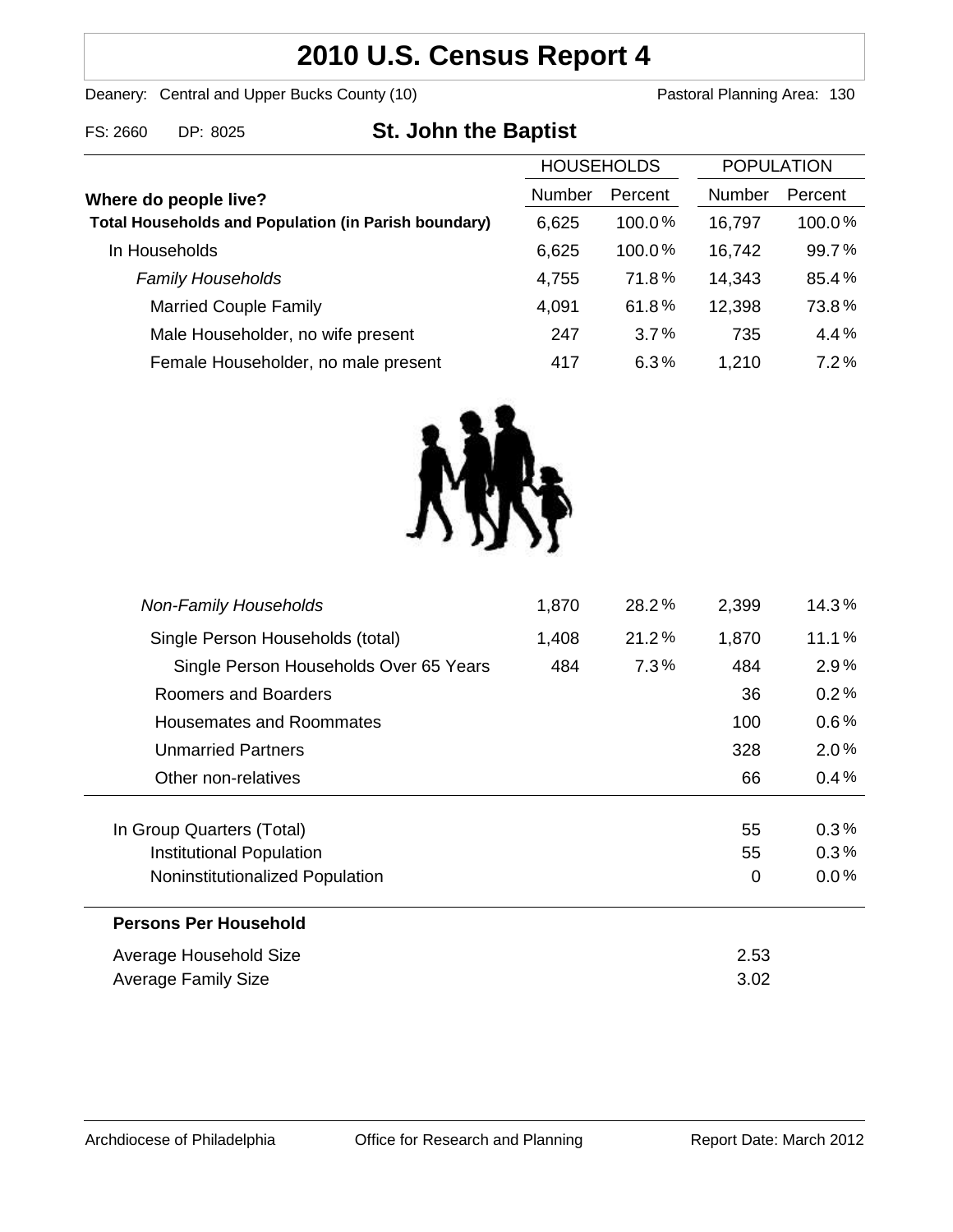# 2010 U.S. Census Report 4

Deanery: Central and Upper Bucks County (10) Pastoral Planning Area: 130

FS: 2660 DP: 8025 **St. John the Baptist**

| Where do people live? | HOUSEHOLDS | | POPULATION | |
|---|---|---|---|---|
| | Number | Percent | Number | Percent |
| **Total Households and Population (in Parish boundary)** | 6,625 | 100.0% | 16,797 | 100.0% |
| In Households | 6,625 | 100.0% | 16,742 | 99.7% |
| *Family Households* | 4,755 | 71.8% | 14,343 | 85.4% |
| Married Couple Family | 4,091 | 61.8% | 12,398 | 73.8% |
| Male Householder, no wife present | 247 | 3.7% | 735 | 4.4% |
| Female Householder, no male present | 417 | 6.3% | 1,210 | 7.2% |
| *Non-Family Households* | 1,870 | 28.2% | 2,399 | 14.3% |
| Single Person Households (total) | 1,408 | 21.2% | 1,870 | 11.1% |
| Single Person Households Over 65 Years | 484 | 7.3% | 484 | 2.9% |
| Roomers and Boarders | | | 36 | 0.2% |
| Housemates and Roommates | | | 100 | 0.6% |
| Unmarried Partners | | | 328 | 2.0% |
| Other non-relatives | | | 66 | 0.4% |
| In Group Quarters (Total) | | | 55 | 0.3% |
| Institutional Population | | | 55 | 0.3% |
| Noninstitutionalized Population | | | 0 | 0.0% |

**Persons Per Household**

| | |
|---|---|
| Average Household Size | 2.53 |
| Average Family Size | 3.02 |

Archdiocese of Philadelphia Office for Research and Planning Report Date: March 2012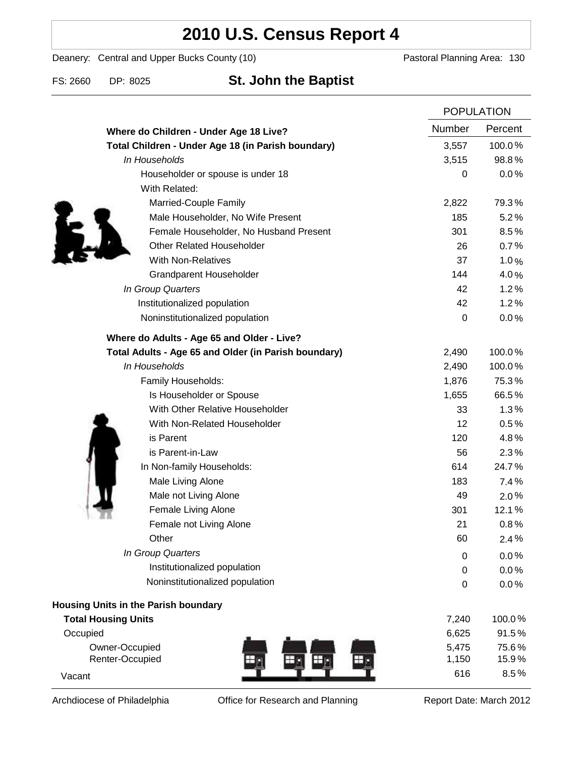# 2010 U.S. Census Report 4

Deanery: Central and Upper Bucks County (10) Pastoral Planning Area: 130

FS: 2660 DP: 8025 **St. John the Baptist**

| | POPULATION | |
|---|---|---|
| **Where do Children - Under Age 18 Live?** | Number | Percent |
| **Total Children - Under Age 18 (in Parish boundary)** | 3,557 | 100.0% |
| *In Households* | 3,515 | 98.8% |
| Householder or spouse is under 18 | 0 | 0.0% |
| With Related: | | |
| Married-Couple Family | 2,822 | 79.3% |
| Male Householder, No Wife Present | 185 | 5.2% |
| Female Householder, No Husband Present | 301 | 8.5% |
| Other Related Householder | 26 | 0.7% |
| With Non-Relatives | 37 | 1.0% |
| Grandparent Householder | 144 | 4.0% |
| *In Group Quarters* | 42 | 1.2% |
| Institutionalized population | 42 | 1.2% |
| Noninstitutionalized population | 0 | 0.0% |
| **Where do Adults - Age 65 and Older - Live?** | | |
| **Total Adults - Age 65 and Older (in Parish boundary)** | 2,490 | 100.0% |
| *In Households* | 2,490 | 100.0% |
| Family Households: | 1,876 | 75.3% |
| Is Householder or Spouse | 1,655 | 66.5% |
| With Other Relative Householder | 33 | 1.3% |
| With Non-Related Householder | 12 | 0.5% |
| is Parent | 120 | 4.8% |
| is Parent-in-Law | 56 | 2.3% |
| In Non-family Households: | 614 | 24.7% |
| Male Living Alone | 183 | 7.4% |
| Male not Living Alone | 49 | 2.0% |
| Female Living Alone | 301 | 12.1% |
| Female not Living Alone | 21 | 0.8% |
| Other | 60 | 2.4% |
| *In Group Quarters* | 0 | 0.0% |
| Institutionalized population | 0 | 0.0% |
| Noninstitutionalized population | 0 | 0.0% |
| **Housing Units in the Parish boundary** | | |
| **Total Housing Units** | 7,240 | 100.0% |
| Occupied | 6,625 | 91.5% |
| Owner-Occupied | 5,475 | 75.6% |
| Renter-Occupied | 1,150 | 15.9% |
| Vacant | 616 | 8.5% |

Archdiocese of Philadelphia Office for Research and Planning Report Date: March 2012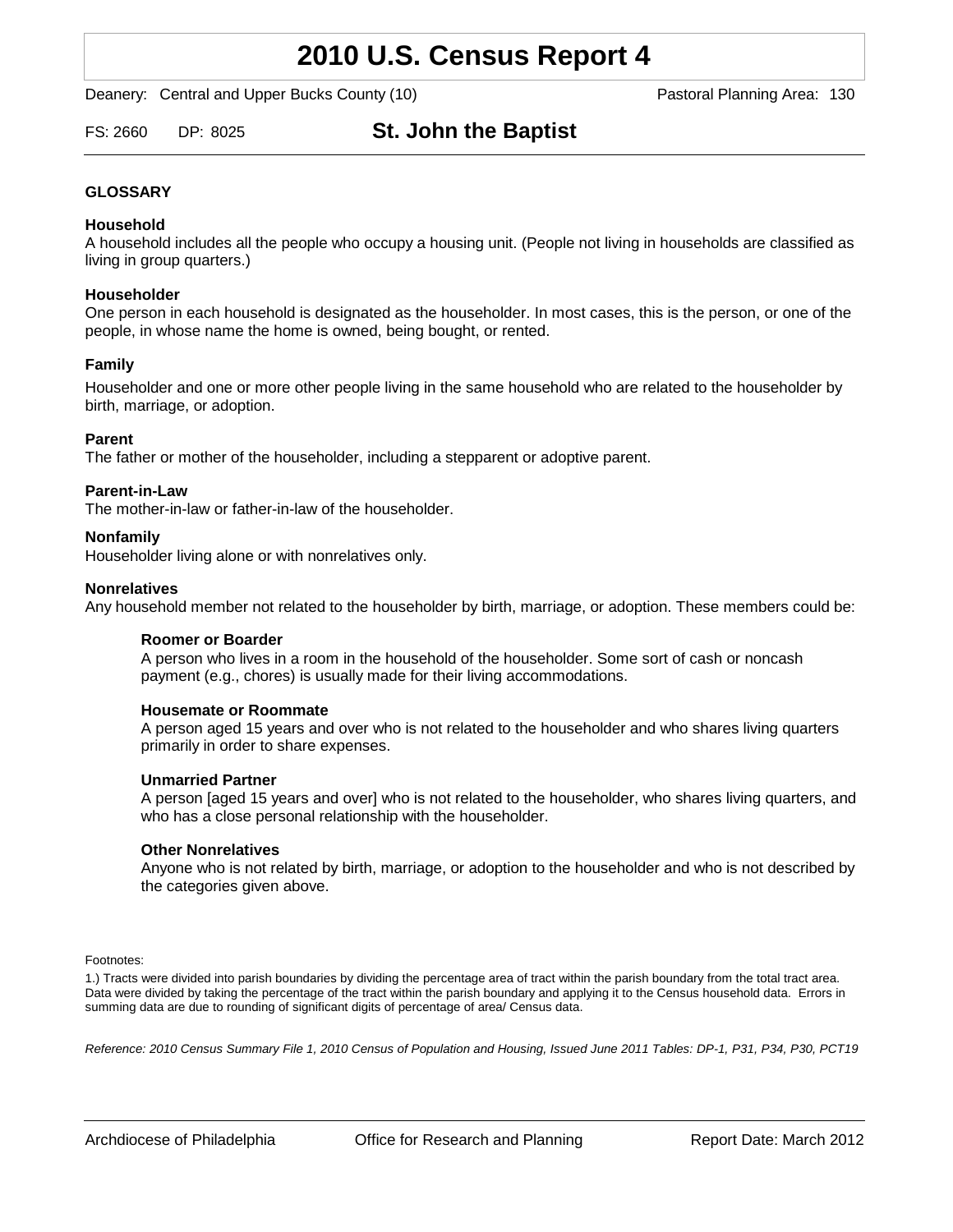# 2010 U.S. Census Report 4

Deanery: Central and Upper Bucks County (10) Pastoral Planning Area: 130

FS: 2660 DP: 8025 **St. John the Baptist**

## GLOSSARY

**Household**
A household includes all the people who occupy a housing unit. (People not living in households are classified as living in group quarters.)

**Householder**
One person in each household is designated as the householder. In most cases, this is the person, or one of the people, in whose name the home is owned, being bought, or rented.

**Family**
Householder and one or more other people living in the same household who are related to the householder by birth, marriage, or adoption.

**Parent**
The father or mother of the householder, including a stepparent or adoptive parent.

**Parent-in-Law**
The mother-in-law or father-in-law of the householder.

**Nonfamily**
Householder living alone or with nonrelatives only.

**Nonrelatives**
Any household member not related to the householder by birth, marriage, or adoption. These members could be:

> **Roomer or Boarder**
> A person who lives in a room in the household of the householder. Some sort of cash or noncash payment (e.g., chores) is usually made for their living accommodations.
>
> **Housemate or Roommate**
> A person aged 15 years and over who is not related to the householder and who shares living quarters primarily in order to share expenses.
>
> **Unmarried Partner**
> A person [aged 15 years and over] who is not related to the householder, who shares living quarters, and who has a close personal relationship with the householder.
>
> **Other Nonrelatives**
> Anyone who is not related by birth, marriage, or adoption to the householder and who is not described by the categories given above.

Footnotes:

1.) Tracts were divided into parish boundaries by dividing the percentage area of tract within the parish boundary from the total tract area. Data were divided by taking the percentage of the tract within the parish boundary and applying it to the Census household data. Errors in summing data are due to rounding of significant digits of percentage of area/ Census data.

*Reference: 2010 Census Summary File 1, 2010 Census of Population and Housing, Issued June 2011 Tables: DP-1, P31, P34, P30, PCT19*

Archdiocese of Philadelphia Office for Research and Planning Report Date: March 2012